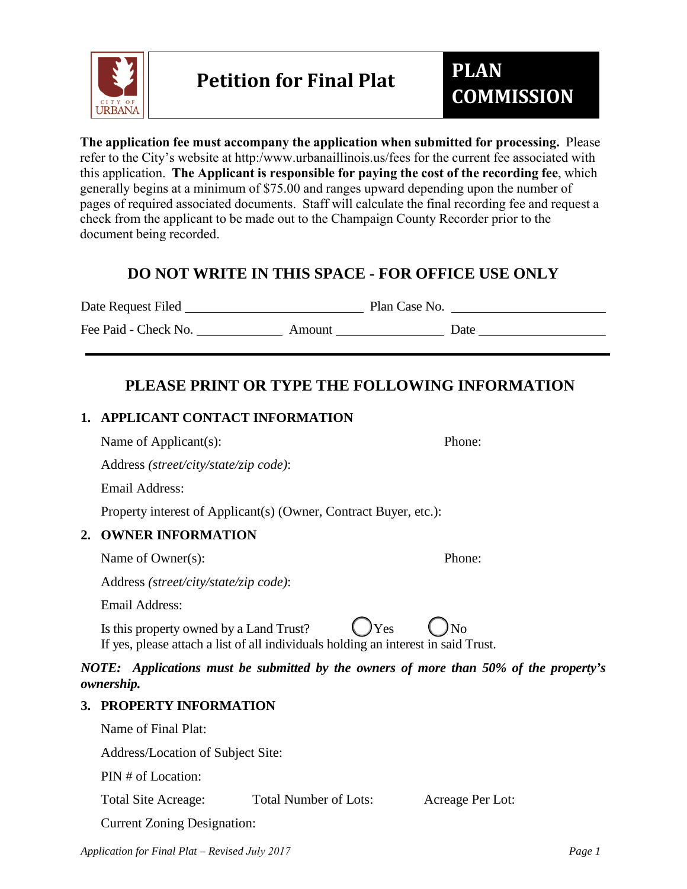# Petition for Final Plat

**PLAN COMMISSION**

**The application fee must accompany the application when submitted for processing.** Please refer to the City's website at http:/www.urbanaillinois.us/fees for the current fee associated with this application. **The Applicant is responsible for paying the cost of the recording fee**, which generally begins at a minimum of $75.00 and ranges upward depending upon the number of pages of required associated documents. Staff will calculate the final recording fee and request a check from the applicant to be made out to the Champaign County Recorder prior to the document being recorded.

## DO NOT WRITE IN THIS SPACE - FOR OFFICE USE ONLY

Date Request Filed ____________________ Plan Case No. ____________________

Fee Paid - Check No. __________ Amount ____________ Date ______________

---

## PLEASE PRINT OR TYPE THE FOLLOWING INFORMATION

### 1. APPLICANT CONTACT INFORMATION

Name of Applicant(s): Phone:

Address *(street/city/state/zip code)*:

Email Address:

Property interest of Applicant(s) (Owner, Contract Buyer, etc.):

### 2. OWNER INFORMATION

Name of Owner(s): Phone:

Address *(street/city/state/zip code)*:

Email Address:

Is this property owned by a Land Trust? ◯ Yes ◯ No
If yes, please attach a list of all individuals holding an interest in said Trust.

***NOTE: Applications must be submitted by the owners of more than 50% of the property's ownership.***

### 3. PROPERTY INFORMATION

Name of Final Plat:

Address/Location of Subject Site:

PIN # of Location:

Total Site Acreage: Total Number of Lots: Acreage Per Lot:

Current Zoning Designation:

*Application for Final Plat – Revised July 2017*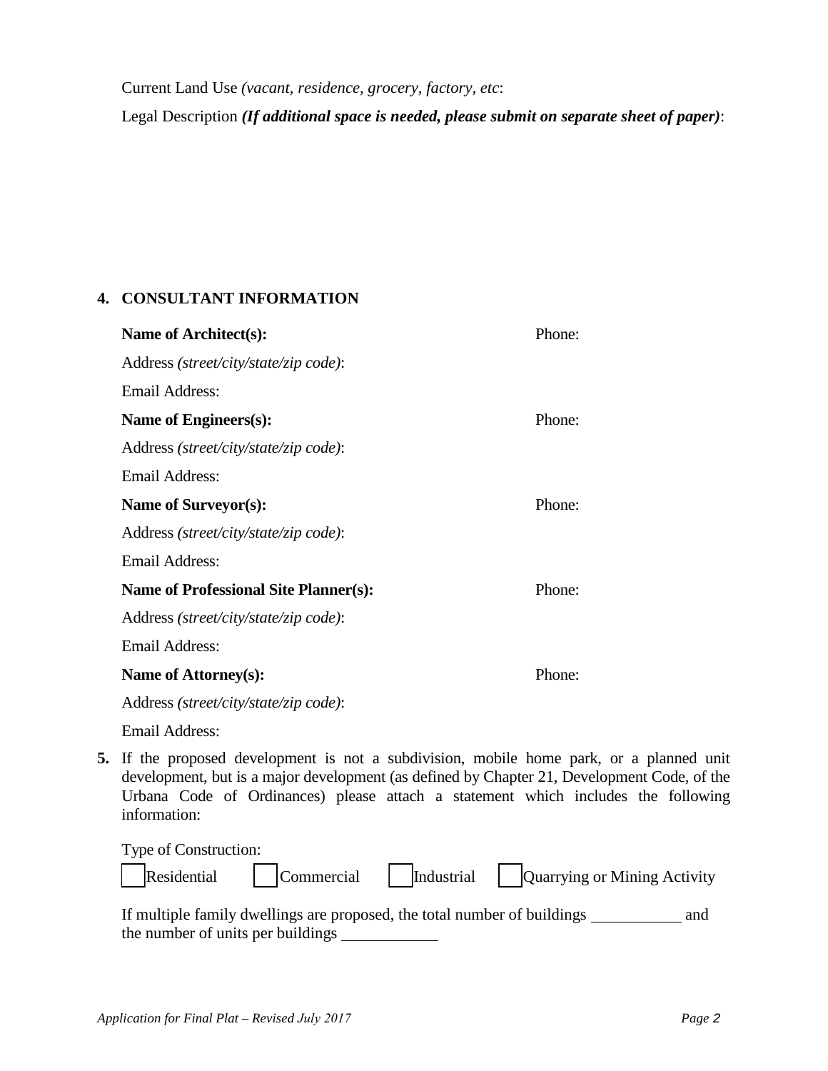Current Land Use *(vacant, residence, grocery, factory, etc*:

Legal Description ***(If additional space is needed, please submit on separate sheet of paper)***:

## 4. CONSULTANT INFORMATION

**Name of Architect(s):** Phone:

Address *(street/city/state/zip code)*:

Email Address:

**Name of Engineers(s):** Phone:

Address *(street/city/state/zip code)*:

Email Address:

**Name of Surveyor(s):** Phone:

Address *(street/city/state/zip code)*:

Email Address:

**Name of Professional Site Planner(s):** Phone:

Address *(street/city/state/zip code)*:

Email Address:

**Name of Attorney(s):** Phone:

Address *(street/city/state/zip code)*:

Email Address:

**5.** If the proposed development is not a subdivision, mobile home park, or a planned unit development, but is a major development (as defined by Chapter 21, Development Code, of the Urbana Code of Ordinances) please attach a statement which includes the following information:

Type of Construction:

☐ Residential ☐ Commercial ☐ Industrial ☐ Quarrying or Mining Activity

If multiple family dwellings are proposed, the total number of buildings ___________ and the number of units per buildings ____________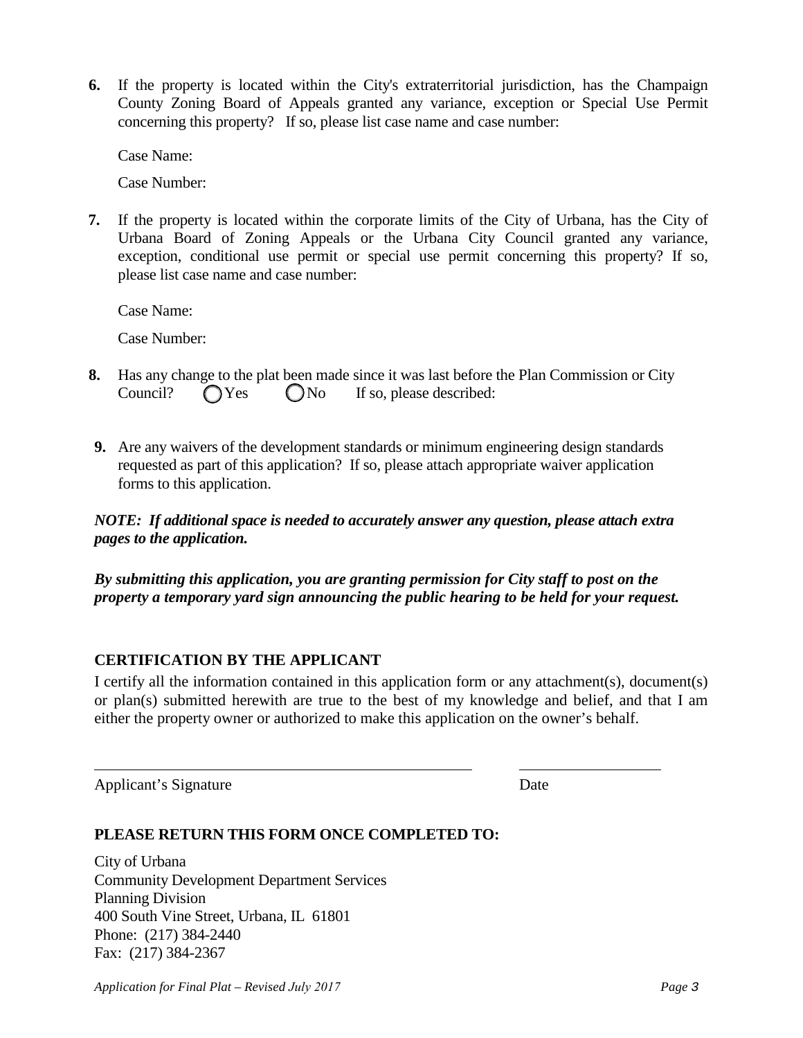**6.** If the property is located within the City's extraterritorial jurisdiction, has the Champaign County Zoning Board of Appeals granted any variance, exception or Special Use Permit concerning this property? If so, please list case name and case number:

Case Name:

Case Number:

**7.** If the property is located within the corporate limits of the City of Urbana, has the City of Urbana Board of Zoning Appeals or the Urbana City Council granted any variance, exception, conditional use permit or special use permit concerning this property? If so, please list case name and case number:

Case Name:

Case Number:

**8.** Has any change to the plat been made since it was last before the Plan Commission or City Council? ◯ Yes ◯ No If so, please described:

**9.** Are any waivers of the development standards or minimum engineering design standards requested as part of this application? If so, please attach appropriate waiver application forms to this application.

***NOTE: If additional space is needed to accurately answer any question, please attach extra pages to the application.***

***By submitting this application, you are granting permission for City staff to post on the property a temporary yard sign announcing the public hearing to be held for your request.***

**CERTIFICATION BY THE APPLICANT**

I certify all the information contained in this application form or any attachment(s), document(s) or plan(s) submitted herewith are true to the best of my knowledge and belief, and that I am either the property owner or authorized to make this application on the owner's behalf.

Applicant's Signature Date

**PLEASE RETURN THIS FORM ONCE COMPLETED TO:**

City of Urbana
Community Development Department Services
Planning Division
400 South Vine Street, Urbana, IL 61801
Phone: (217) 384-2440
Fax: (217) 384-2367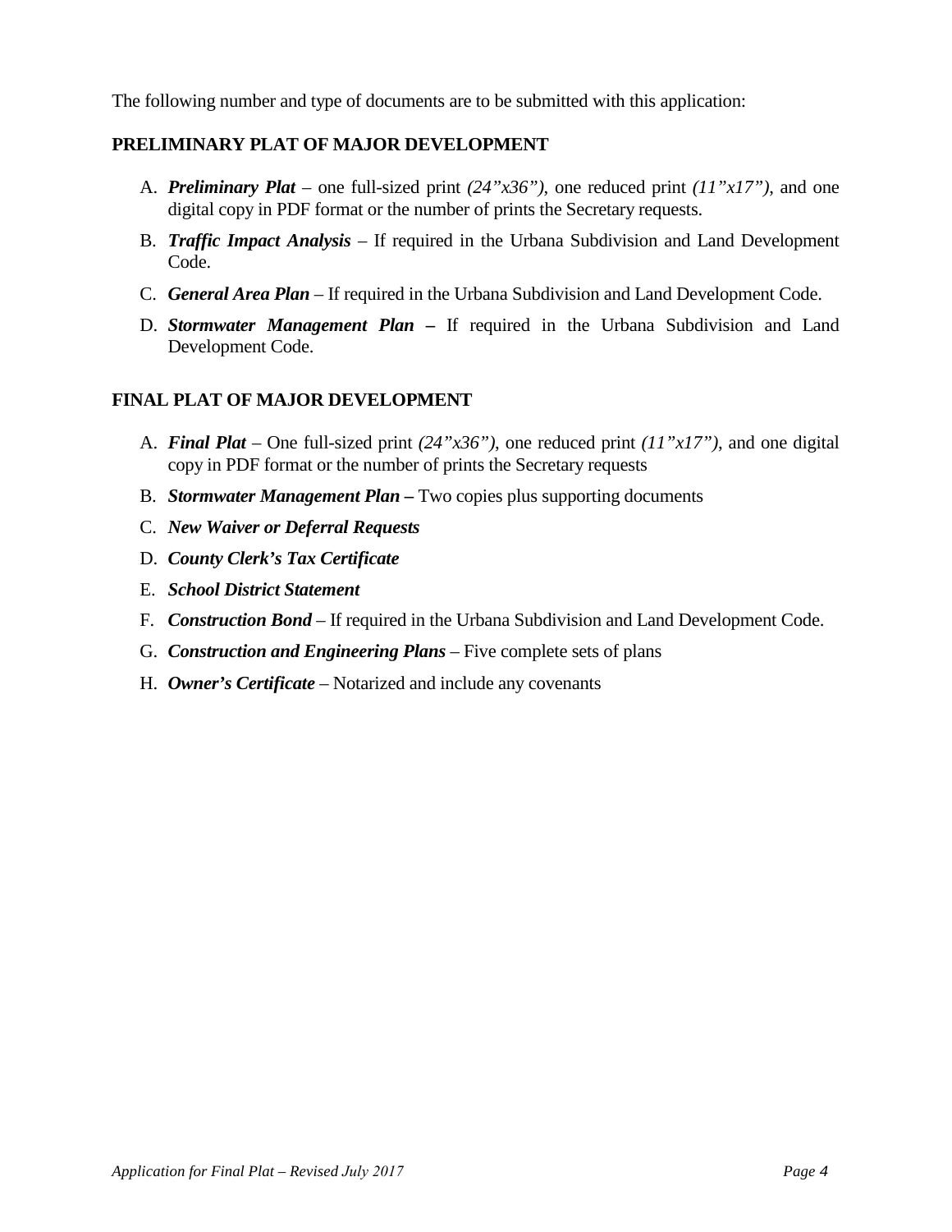The following number and type of documents are to be submitted with this application:

**PRELIMINARY PLAT OF MAJOR DEVELOPMENT**

A. ***Preliminary Plat*** – one full-sized print *(24"x36")*, one reduced print *(11"x17")*, and one digital copy in PDF format or the number of prints the Secretary requests.
B. ***Traffic Impact Analysis*** – If required in the Urbana Subdivision and Land Development Code.
C. ***General Area Plan*** – If required in the Urbana Subdivision and Land Development Code.
D. ***Stormwater Management Plan*** **–** If required in the Urbana Subdivision and Land Development Code.

**FINAL PLAT OF MAJOR DEVELOPMENT**

A. ***Final Plat*** – One full-sized print *(24"x36")*, one reduced print *(11"x17")*, and one digital copy in PDF format or the number of prints the Secretary requests
B. ***Stormwater Management Plan*** **–** Two copies plus supporting documents
C. ***New Waiver or Deferral Requests***
D. ***County Clerk's Tax Certificate***
E. ***School District Statement***
F. ***Construction Bond*** – If required in the Urbana Subdivision and Land Development Code.
G. ***Construction and Engineering Plans*** – Five complete sets of plans
H. ***Owner's Certificate*** – Notarized and include any covenants